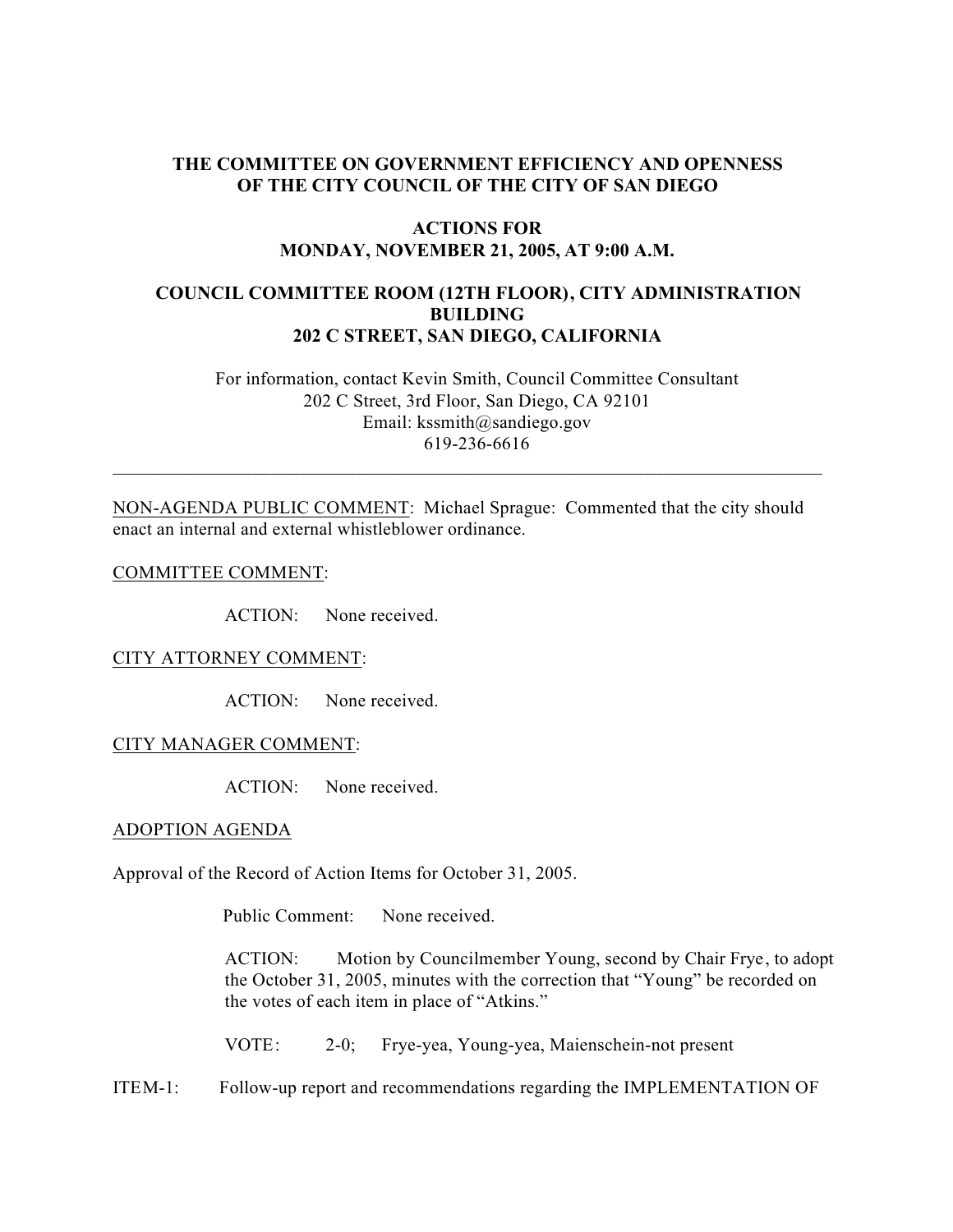# THE COMMITTEE ON GOVERNMENT EFFICIENCY AND OPENNESS OF THE CITY COUNCIL OF THE CITY OF SAN DIEGO

## ACTIONS FOR MONDAY, NOVEMBER 21, 2005, AT 9:00 A.M.

## COUNCIL COMMITTEE ROOM (12TH FLOOR), CITY ADMINISTRATION BUILDING 202 C STREET, SAN DIEGO, CALIFORNIA

For information, contact Kevin Smith, Council Committee Consultant
202 C Street, 3rd Floor, San Diego, CA 92101
Email: kssmith@sandiego.gov
619-236-6616

---

NON-AGENDA PUBLIC COMMENT: Michael Sprague: Commented that the city should enact an internal and external whistleblower ordinance.

COMMITTEE COMMENT:

ACTION: None received.

CITY ATTORNEY COMMENT:

ACTION: None received.

CITY MANAGER COMMENT:

ACTION: None received.

ADOPTION AGENDA

Approval of the Record of Action Items for October 31, 2005.

Public Comment: None received.

ACTION: Motion by Councilmember Young, second by Chair Frye, to adopt the October 31, 2005, minutes with the correction that "Young" be recorded on the votes of each item in place of "Atkins."

VOTE: 2-0; Frye-yea, Young-yea, Maienschein-not present

ITEM-1: Follow-up report and recommendations regarding the IMPLEMENTATION OF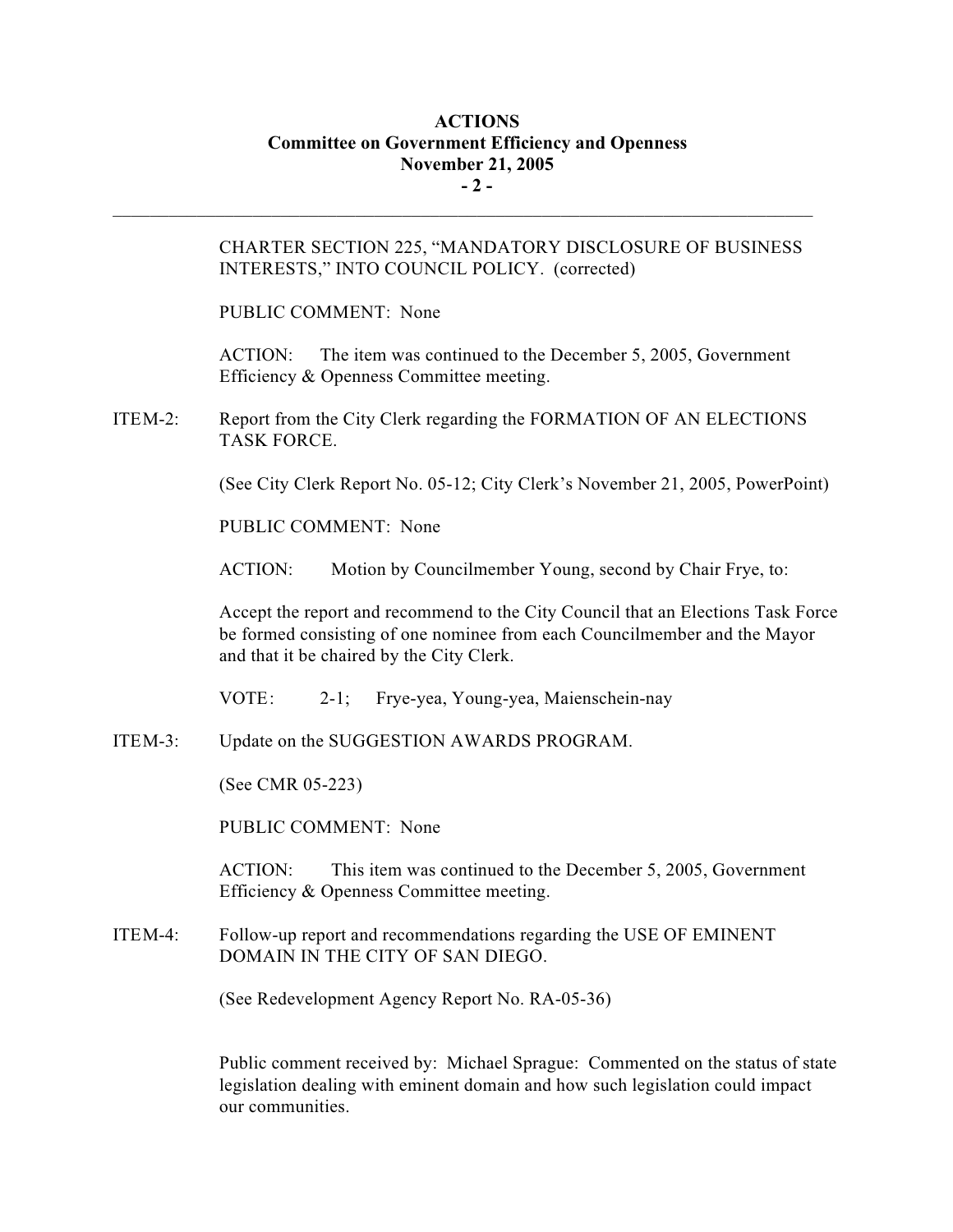CHARTER SECTION 225, "MANDATORY DISCLOSURE OF BUSINESS INTERESTS," INTO COUNCIL POLICY. (corrected)

PUBLIC COMMENT: None

ACTION: The item was continued to the December 5, 2005, Government Efficiency & Openness Committee meeting.

ITEM-2: Report from the City Clerk regarding the FORMATION OF AN ELECTIONS TASK FORCE.

(See City Clerk Report No. 05-12; City Clerk's November 21, 2005, PowerPoint)

PUBLIC COMMENT: None

ACTION: Motion by Councilmember Young, second by Chair Frye, to:

Accept the report and recommend to the City Council that an Elections Task Force be formed consisting of one nominee from each Councilmember and the Mayor and that it be chaired by the City Clerk.

VOTE: 2-1; Frye-yea, Young-yea, Maienschein-nay

ITEM-3: Update on the SUGGESTION AWARDS PROGRAM.

(See CMR 05-223)

PUBLIC COMMENT: None

ACTION: This item was continued to the December 5, 2005, Government Efficiency & Openness Committee meeting.

ITEM-4: Follow-up report and recommendations regarding the USE OF EMINENT DOMAIN IN THE CITY OF SAN DIEGO.

(See Redevelopment Agency Report No. RA-05-36)

Public comment received by: Michael Sprague: Commented on the status of state legislation dealing with eminent domain and how such legislation could impact our communities.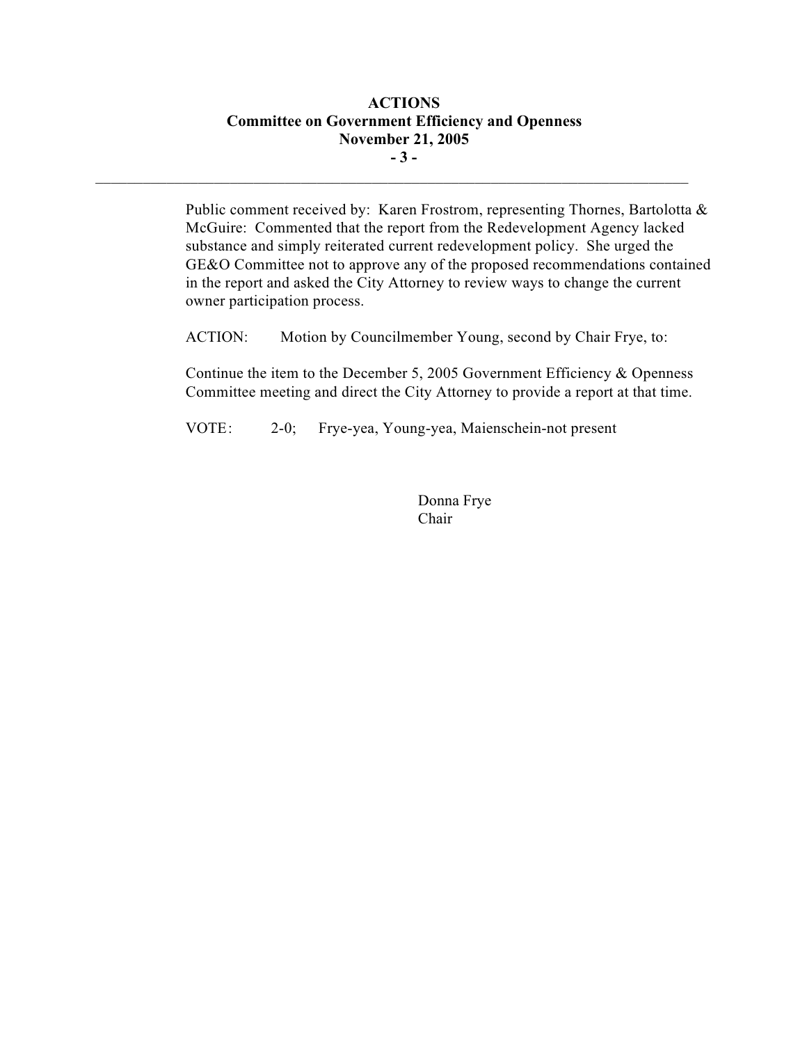Public comment received by: Karen Frostrom, representing Thornes, Bartolotta & McGuire: Commented that the report from the Redevelopment Agency lacked substance and simply reiterated current redevelopment policy. She urged the GE&O Committee not to approve any of the proposed recommendations contained in the report and asked the City Attorney to review ways to change the current owner participation process.

ACTION: Motion by Councilmember Young, second by Chair Frye, to:

Continue the item to the December 5, 2005 Government Efficiency & Openness Committee meeting and direct the City Attorney to provide a report at that time.

VOTE: 2-0; Frye-yea, Young-yea, Maienschein-not present

Donna Frye
Chair